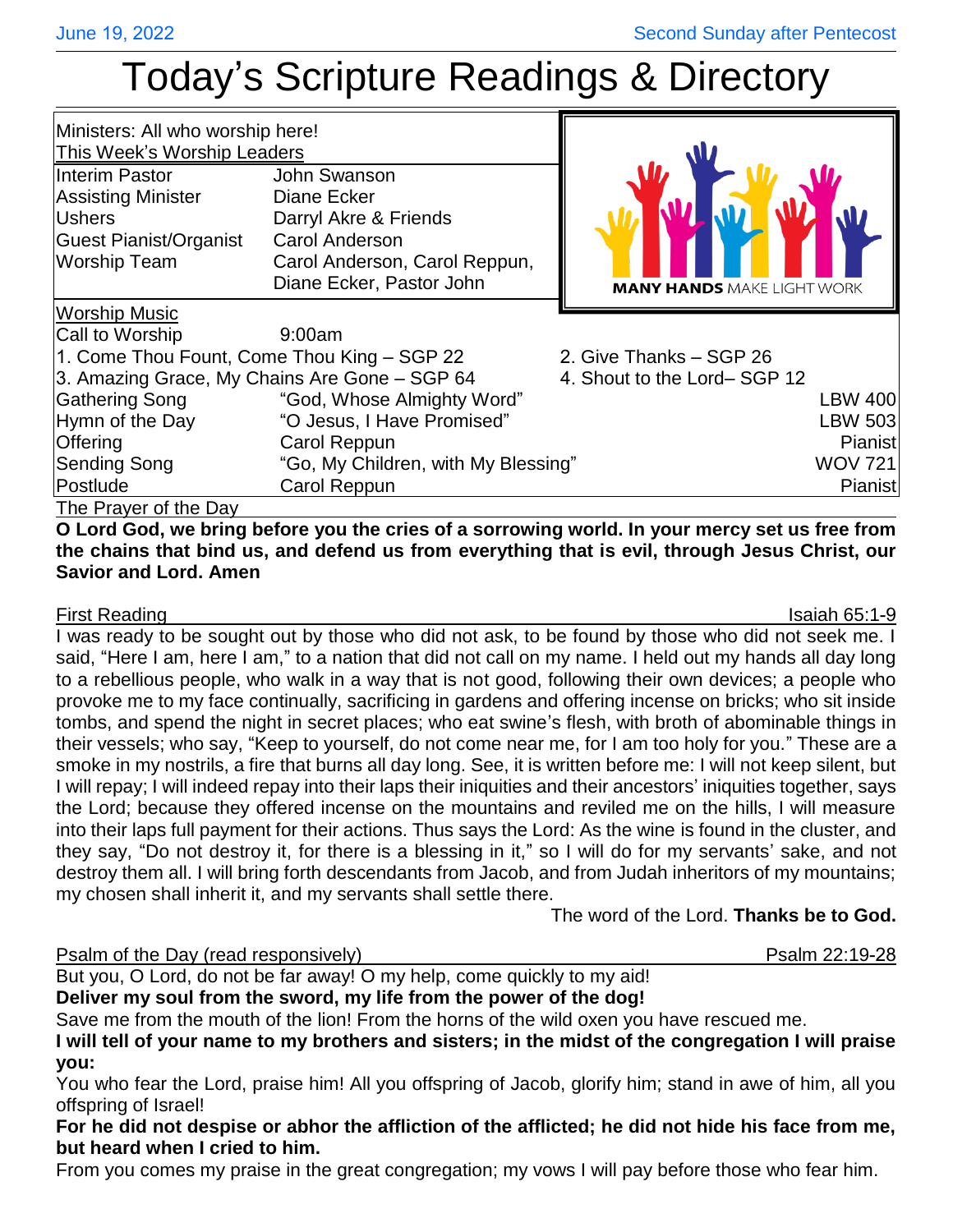June 19, 2022 Second Sunday after Pentecost

# Today's Scripture Readings & Directory

Ministers: All who worship here!

This Week's Worship Leaders

| | |
|---|---|
| Interim Pastor | John Swanson |
| Assisting Minister | Diane Ecker |
| Ushers | Darryl Akre & Friends |
| Guest Pianist/Organist | Carol Anderson |
| Worship Team | Carol Anderson, Carol Reppun, Diane Ecker, Pastor John |

**MANY HANDS** MAKE LIGHT WORK

Worship Music

| | | |
|---|---|---|
| Call to Worship | 9:00am | |
| 1. Come Thou Fount, Come Thou King – SGP 22 | 2. Give Thanks – SGP 26 | |
| 3. Amazing Grace, My Chains Are Gone – SGP 64 | 4. Shout to the Lord– SGP 12 | |
| Gathering Song | "God, Whose Almighty Word" | LBW 400 |
| Hymn of the Day | "O Jesus, I Have Promised" | LBW 503 |
| Offering | Carol Reppun | Pianist |
| Sending Song | "Go, My Children, with My Blessing" | WOV 721 |
| Postlude | Carol Reppun | Pianist |

The Prayer of the Day

**O Lord God, we bring before you the cries of a sorrowing world. In your mercy set us free from the chains that bind us, and defend us from everything that is evil, through Jesus Christ, our Savior and Lord. Amen**

First Reading — Isaiah 65:1-9

I was ready to be sought out by those who did not ask, to be found by those who did not seek me. I said, "Here I am, here I am," to a nation that did not call on my name. I held out my hands all day long to a rebellious people, who walk in a way that is not good, following their own devices; a people who provoke me to my face continually, sacrificing in gardens and offering incense on bricks; who sit inside tombs, and spend the night in secret places; who eat swine's flesh, with broth of abominable things in their vessels; who say, "Keep to yourself, do not come near me, for I am too holy for you." These are a smoke in my nostrils, a fire that burns all day long. See, it is written before me: I will not keep silent, but I will repay; I will indeed repay into their laps their iniquities and their ancestors' iniquities together, says the Lord; because they offered incense on the mountains and reviled me on the hills, I will measure into their laps full payment for their actions. Thus says the Lord: As the wine is found in the cluster, and they say, "Do not destroy it, for there is a blessing in it," so I will do for my servants' sake, and not destroy them all. I will bring forth descendants from Jacob, and from Judah inheritors of my mountains; my chosen shall inherit it, and my servants shall settle there.

The word of the Lord. **Thanks be to God.**

Psalm of the Day (read responsively) — Psalm 22:19-28

But you, O Lord, do not be far away! O my help, come quickly to my aid!

**Deliver my soul from the sword, my life from the power of the dog!**

Save me from the mouth of the lion! From the horns of the wild oxen you have rescued me.

**I will tell of your name to my brothers and sisters; in the midst of the congregation I will praise you:**

You who fear the Lord, praise him! All you offspring of Jacob, glorify him; stand in awe of him, all you offspring of Israel!

**For he did not despise or abhor the affliction of the afflicted; he did not hide his face from me, but heard when I cried to him.**

From you comes my praise in the great congregation; my vows I will pay before those who fear him.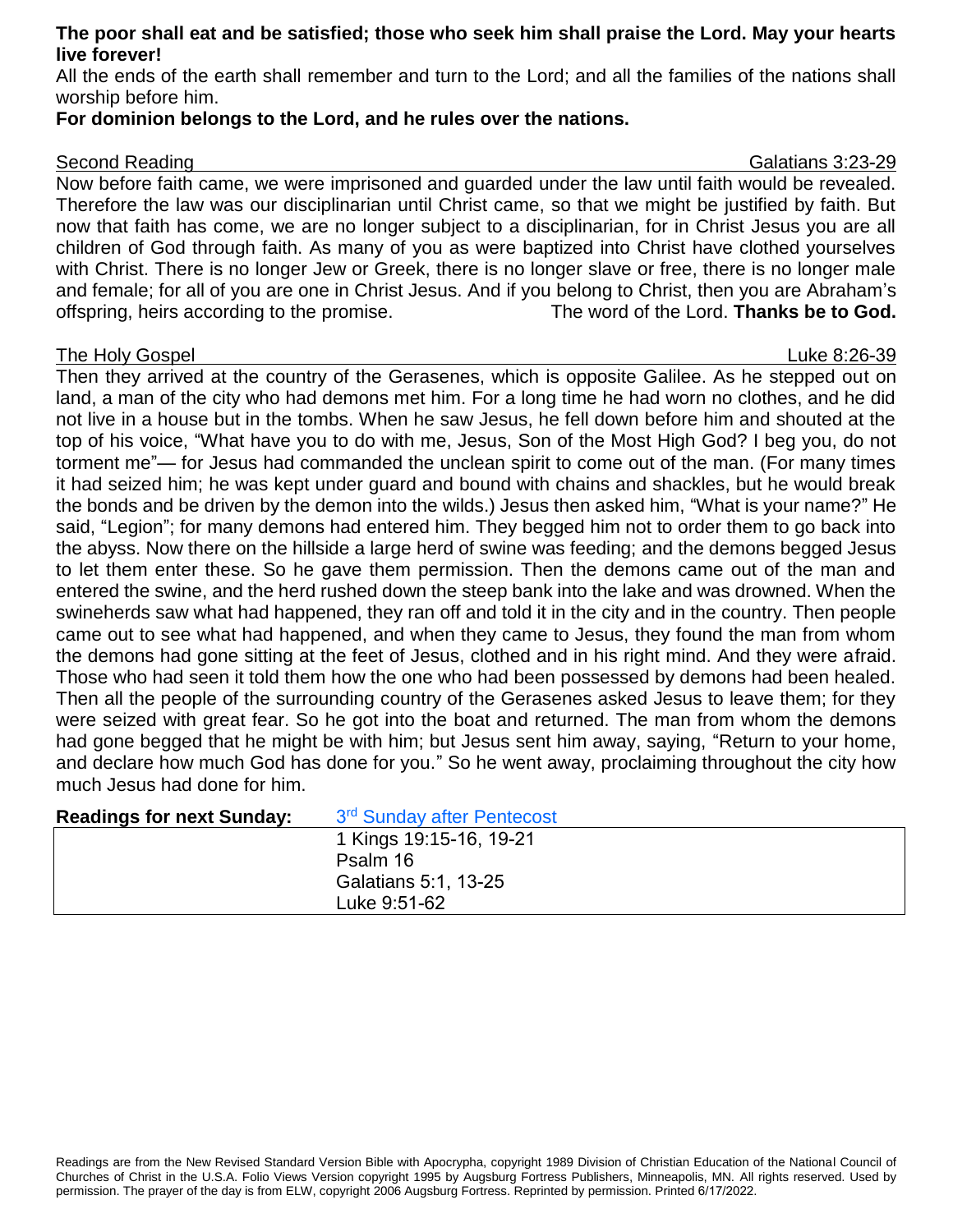**The poor shall eat and be satisfied; those who seek him shall praise the Lord. May your hearts live forever!**

All the ends of the earth shall remember and turn to the Lord; and all the families of the nations shall worship before him.

**For dominion belongs to the Lord, and he rules over the nations.**

Second Reading — Galatians 3:23-29

Now before faith came, we were imprisoned and guarded under the law until faith would be revealed. Therefore the law was our disciplinarian until Christ came, so that we might be justified by faith. But now that faith has come, we are no longer subject to a disciplinarian, for in Christ Jesus you are all children of God through faith. As many of you as were baptized into Christ have clothed yourselves with Christ. There is no longer Jew or Greek, there is no longer slave or free, there is no longer male and female; for all of you are one in Christ Jesus. And if you belong to Christ, then you are Abraham's offspring, heirs according to the promise. The word of the Lord. **Thanks be to God.**

The Holy Gospel — Luke 8:26-39

Then they arrived at the country of the Gerasenes, which is opposite Galilee. As he stepped out on land, a man of the city who had demons met him. For a long time he had worn no clothes, and he did not live in a house but in the tombs. When he saw Jesus, he fell down before him and shouted at the top of his voice, "What have you to do with me, Jesus, Son of the Most High God? I beg you, do not torment me"— for Jesus had commanded the unclean spirit to come out of the man. (For many times it had seized him; he was kept under guard and bound with chains and shackles, but he would break the bonds and be driven by the demon into the wilds.) Jesus then asked him, "What is your name?" He said, "Legion"; for many demons had entered him. They begged him not to order them to go back into the abyss. Now there on the hillside a large herd of swine was feeding; and the demons begged Jesus to let them enter these. So he gave them permission. Then the demons came out of the man and entered the swine, and the herd rushed down the steep bank into the lake and was drowned. When the swineherds saw what had happened, they ran off and told it in the city and in the country. Then people came out to see what had happened, and when they came to Jesus, they found the man from whom the demons had gone sitting at the feet of Jesus, clothed and in his right mind. And they were afraid. Those who had seen it told them how the one who had been possessed by demons had been healed. Then all the people of the surrounding country of the Gerasenes asked Jesus to leave them; for they were seized with great fear. So he got into the boat and returned. The man from whom the demons had gone begged that he might be with him; but Jesus sent him away, saying, "Return to your home, and declare how much God has done for you." So he went away, proclaiming throughout the city how much Jesus had done for him.

**Readings for next Sunday:** 3rd Sunday after Pentecost

| | |
|---|---|
| | 1 Kings 19:15-16, 19-21 |
| | Psalm 16 |
| | Galatians 5:1, 13-25 |
| | Luke 9:51-62 |

Readings are from the New Revised Standard Version Bible with Apocrypha, copyright 1989 Division of Christian Education of the National Council of Churches of Christ in the U.S.A. Folio Views Version copyright 1995 by Augsburg Fortress Publishers, Minneapolis, MN. All rights reserved. Used by permission. The prayer of the day is from ELW, copyright 2006 Augsburg Fortress. Reprinted by permission. Printed 6/17/2022.